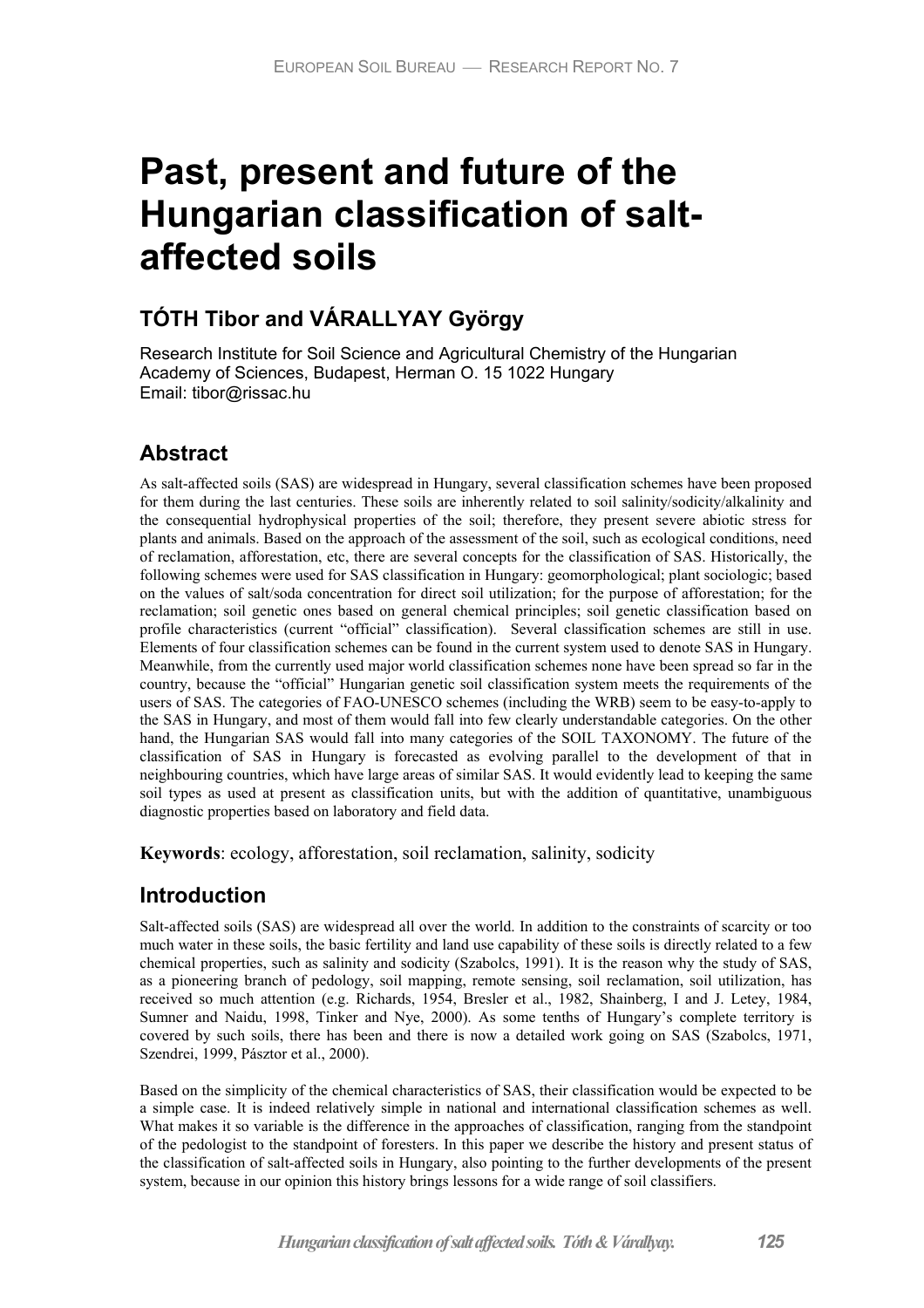# Past, present and future of the Hungarian classification of salt-affected soils

## TÓTH Tibor and VÁRALLYAY György

Research Institute for Soil Science and Agricultural Chemistry of the Hungarian Academy of Sciences, Budapest, Herman O. 15 1022 Hungary
Email: tibor@rissac.hu

## Abstract

As salt-affected soils (SAS) are widespread in Hungary, several classification schemes have been proposed for them during the last centuries. These soils are inherently related to soil salinity/sodicity/alkalinity and the consequential hydrophysical properties of the soil; therefore, they present severe abiotic stress for plants and animals. Based on the approach of the assessment of the soil, such as ecological conditions, need of reclamation, afforestation, etc, there are several concepts for the classification of SAS. Historically, the following schemes were used for SAS classification in Hungary: geomorphological; plant sociologic; based on the values of salt/soda concentration for direct soil utilization; for the purpose of afforestation; for the reclamation; soil genetic ones based on general chemical principles; soil genetic classification based on profile characteristics (current "official" classification). Several classification schemes are still in use. Elements of four classification schemes can be found in the current system used to denote SAS in Hungary. Meanwhile, from the currently used major world classification schemes none have been spread so far in the country, because the "official" Hungarian genetic soil classification system meets the requirements of the users of SAS. The categories of FAO-UNESCO schemes (including the WRB) seem to be easy-to-apply to the SAS in Hungary, and most of them would fall into few clearly understandable categories. On the other hand, the Hungarian SAS would fall into many categories of the SOIL TAXONOMY. The future of the classification of SAS in Hungary is forecasted as evolving parallel to the development of that in neighbouring countries, which have large areas of similar SAS. It would evidently lead to keeping the same soil types as used at present as classification units, but with the addition of quantitative, unambiguous diagnostic properties based on laboratory and field data.

**Keywords**: ecology, afforestation, soil reclamation, salinity, sodicity

## Introduction

Salt-affected soils (SAS) are widespread all over the world. In addition to the constraints of scarcity or too much water in these soils, the basic fertility and land use capability of these soils is directly related to a few chemical properties, such as salinity and sodicity (Szabolcs, 1991). It is the reason why the study of SAS, as a pioneering branch of pedology, soil mapping, remote sensing, soil reclamation, soil utilization, has received so much attention (e.g. Richards, 1954, Bresler et al., 1982, Shainberg, I and J. Letey, 1984, Sumner and Naidu, 1998, Tinker and Nye, 2000). As some tenths of Hungary's complete territory is covered by such soils, there has been and there is now a detailed work going on SAS (Szabolcs, 1971, Szendrei, 1999, Pásztor et al., 2000).

Based on the simplicity of the chemical characteristics of SAS, their classification would be expected to be a simple case. It is indeed relatively simple in national and international classification schemes as well. What makes it so variable is the difference in the approaches of classification, ranging from the standpoint of the pedologist to the standpoint of foresters. In this paper we describe the history and present status of the classification of salt-affected soils in Hungary, also pointing to the further developments of the present system, because in our opinion this history brings lessons for a wide range of soil classifiers.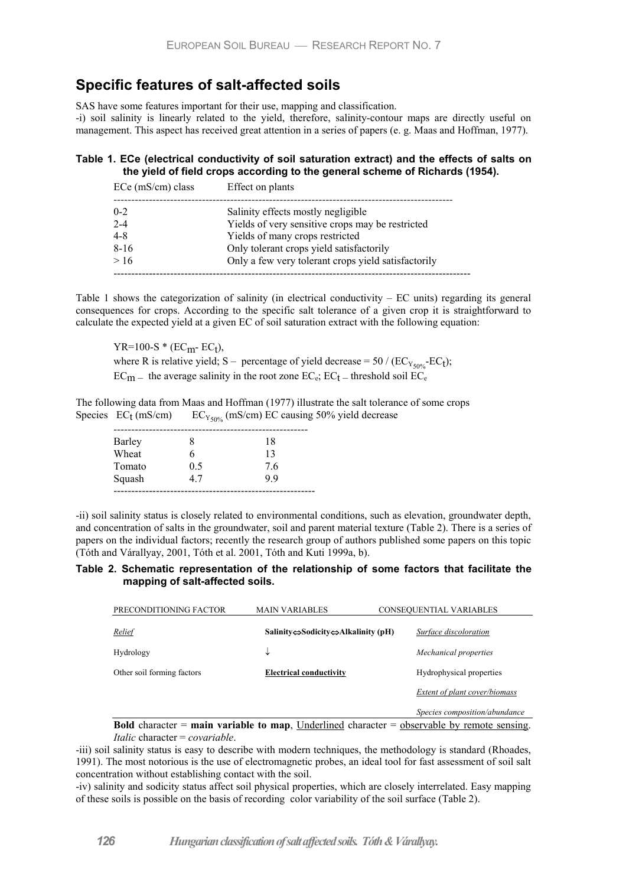## Specific features of salt-affected soils

SAS have some features important for their use, mapping and classification.

-i) soil salinity is linearly related to the yield, therefore, salinity-contour maps are directly useful on management. This aspect has received great attention in a series of papers (e. g. Maas and Hoffman, 1977).

**Table 1. ECe (electrical conductivity of soil saturation extract) and the effects of salts on the yield of field crops according to the general scheme of Richards (1954).**

| ECe (mS/cm) class | Effect on plants |
|---|---|
| 0-2 | Salinity effects mostly negligible |
| 2-4 | Yields of very sensitive crops may be restricted |
| 4-8 | Yields of many crops restricted |
| 8-16 | Only tolerant crops yield satisfactorily |
| > 16 | Only a few very tolerant crops yield satisfactorily |

Table 1 shows the categorization of salinity (in electrical conductivity – EC units) regarding its general consequences for crops. According to the specific salt tolerance of a given crop it is straightforward to calculate the expected yield at a given EC of soil saturation extract with the following equation:

$YR=100-S * (EC_m - EC_t)$,

where R is relative yield; S – percentage of yield decrease = $50 / (EC_{Y_{50\%}} - EC_t)$;

$EC_m$ – the average salinity in the root zone $EC_e$; $EC_t$ – threshold soil $EC_e$

The following data from Maas and Hoffman (1977) illustrate the salt tolerance of some crops

| Species | $EC_t$ (mS/cm) | $EC_{Y_{50\%}}$ (mS/cm) EC causing 50% yield decrease |
|---|---|---|
| Barley | 8 | 18 |
| Wheat | 6 | 13 |
| Tomato | 0.5 | 7.6 |
| Squash | 4.7 | 9.9 |

-ii) soil salinity status is closely related to environmental conditions, such as elevation, groundwater depth, and concentration of salts in the groundwater, soil and parent material texture (Table 2). There is a series of papers on the individual factors; recently the research group of authors published some papers on this topic (Tóth and Várallyay, 2001, Tóth et al. 2001, Tóth and Kuti 1999a, b).

**Table 2. Schematic representation of the relationship of some factors that facilitate the mapping of salt-affected soils.**

| PRECONDITIONING FACTOR | MAIN VARIABLES | CONSEQUENTIAL VARIABLES |
|---|---|---|
| <u>*Relief*</u> | **Salinity⇔Sodicity⇔Alkalinity (pH)** | <u>*Surface discoloration*</u> |
| Hydrology | ↓ | *Mechanical properties* |
| Other soil forming factors | <u>**Electrical conductivity**</u> | Hydrophysical properties |
| | | <u>*Extent of plant cover/biomass*</u> |
| | | *Species composition/abundance* |

**Bold** character = **main variable to map**, <u>Underlined</u> character = <u>observable by remote sensing</u>. *Italic* character = *covariable*.

-iii) soil salinity status is easy to describe with modern techniques, the methodology is standard (Rhoades, 1991). The most notorious is the use of electromagnetic probes, an ideal tool for fast assessment of soil salt concentration without establishing contact with the soil.

-iv) salinity and sodicity status affect soil physical properties, which are closely interrelated. Easy mapping of these soils is possible on the basis of recording color variability of the soil surface (Table 2).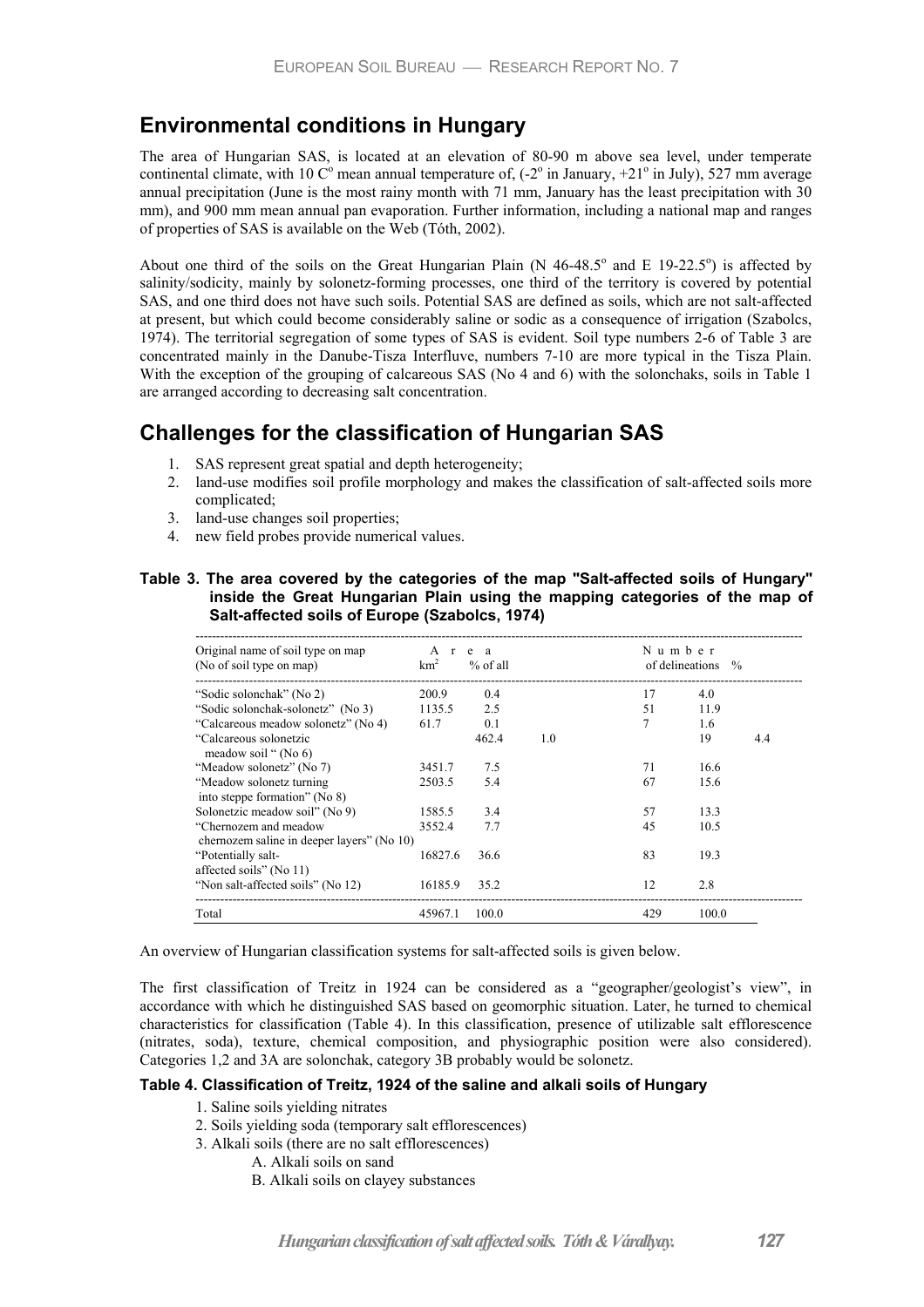## Environmental conditions in Hungary

The area of Hungarian SAS, is located at an elevation of 80-90 m above sea level, under temperate continental climate, with 10 C$^{o}$ mean annual temperature of, (-2$^{o}$ in January, +21$^{o}$ in July), 527 mm average annual precipitation (June is the most rainy month with 71 mm, January has the least precipitation with 30 mm), and 900 mm mean annual pan evaporation. Further information, including a national map and ranges of properties of SAS is available on the Web (Tóth, 2002).

About one third of the soils on the Great Hungarian Plain (N 46-48.5$^{o}$ and E 19-22.5$^{o}$) is affected by salinity/sodicity, mainly by solonetz-forming processes, one third of the territory is covered by potential SAS, and one third does not have such soils. Potential SAS are defined as soils, which are not salt-affected at present, but which could become considerably saline or sodic as a consequence of irrigation (Szabolcs, 1974). The territorial segregation of some types of SAS is evident. Soil type numbers 2-6 of Table 3 are concentrated mainly in the Danube-Tisza Interfluve, numbers 7-10 are more typical in the Tisza Plain. With the exception of the grouping of calcareous SAS (No 4 and 6) with the solonchaks, soils in Table 1 are arranged according to decreasing salt concentration.

## Challenges for the classification of Hungarian SAS

1. SAS represent great spatial and depth heterogeneity;
2. land-use modifies soil profile morphology and makes the classification of salt-affected soils more complicated;
3. land-use changes soil properties;
4. new field probes provide numerical values.

**Table 3. The area covered by the categories of the map "Salt-affected soils of Hungary" inside the Great Hungarian Plain using the mapping categories of the map of Salt-affected soils of Europe (Szabolcs, 1974)**

| Original name of soil type on map (No of soil type on map) | Area km$^2$ | % of all | Number of delineations | % |
|---|---|---|---|---|
| "Sodic solonchak" (No 2) | 200.9 | 0.4 | 17 | 4.0 |
| "Sodic solonchak-solonetz" (No 3) | 1135.5 | 2.5 | 51 | 11.9 |
| "Calcareous meadow solonetz" (No 4) | 61.7 | 0.1 | 7 | 1.6 |
| "Calcareous solonetzic meadow soil " (No 6) | 462.4 | 1.0 | 19 | 4.4 |
| "Meadow solonetz" (No 7) | 3451.7 | 7.5 | 71 | 16.6 |
| "Meadow solonetz turning into steppe formation" (No 8) | 2503.5 | 5.4 | 67 | 15.6 |
| Solonetzic meadow soil" (No 9) | 1585.5 | 3.4 | 57 | 13.3 |
| "Chernozem and meadow chernozem saline in deeper layers" (No 10) | 3552.4 | 7.7 | 45 | 10.5 |
| "Potentially salt-affected soils" (No 11) | 16827.6 | 36.6 | 83 | 19.3 |
| "Non salt-affected soils" (No 12) | 16185.9 | 35.2 | 12 | 2.8 |
| Total | 45967.1 | 100.0 | 429 | 100.0 |

An overview of Hungarian classification systems for salt-affected soils is given below.

The first classification of Treitz in 1924 can be considered as a "geographer/geologist's view", in accordance with which he distinguished SAS based on geomorphic situation. Later, he turned to chemical characteristics for classification (Table 4). In this classification, presence of utilizable salt efflorescence (nitrates, soda), texture, chemical composition, and physiographic position were also considered). Categories 1,2 and 3A are solonchak, category 3B probably would be solonetz.

**Table 4. Classification of Treitz, 1924 of the saline and alkali soils of Hungary**

1. Saline soils yielding nitrates
2. Soils yielding soda (temporary salt efflorescences)
3. Alkali soils (there are no salt efflorescences)
   - A. Alkali soils on sand
   - B. Alkali soils on clayey substances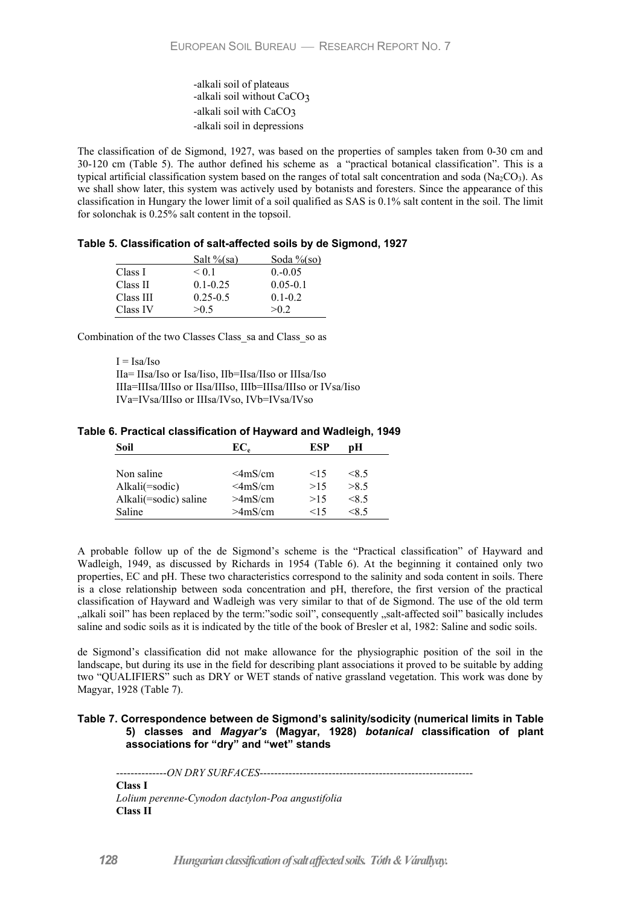-alkali soil of plateaus
-alkali soil without $CaCO_3$
-alkali soil with $CaCO_3$
-alkali soil in depressions

The classification of de Sigmond, 1927, was based on the properties of samples taken from 0-30 cm and 30-120 cm (Table 5). The author defined his scheme as a "practical botanical classification". This is a typical artificial classification system based on the ranges of total salt concentration and soda ($Na_2CO_3$). As we shall show later, this system was actively used by botanists and foresters. Since the appearance of this classification in Hungary the lower limit of a soil qualified as SAS is 0.1% salt content in the soil. The limit for solonchak is 0.25% salt content in the topsoil.

**Table 5. Classification of salt-affected soils by de Sigmond, 1927**

| | Salt %(sa) | Soda %(so) |
|---|---|---|
| Class I | < 0.1 | 0.-0.05 |
| Class II | 0.1-0.25 | 0.05-0.1 |
| Class III | 0.25-0.5 | 0.1-0.2 |
| Class IV | >0.5 | >0.2 |

Combination of the two Classes Class_sa and Class_so as

I = Isa/Iso
IIa= IIsa/Iso or Isa/Iiso, IIb=IIsa/IIso or IIIsa/Iso
IIIa=IIIsa/IIIso or IIsa/IIIso, IIIb=IIIsa/IIIso or IVsa/Iiso
IVa=IVsa/IIIso or IIIsa/IVso, IVb=IVsa/IVso

**Table 6. Practical classification of Hayward and Wadleigh, 1949**

| Soil | $EC_e$ | ESP | pH |
|---|---|---|---|
| Non saline | <4mS/cm | <15 | <8.5 |
| Alkali(=sodic) | <4mS/cm | >15 | >8.5 |
| Alkali(=sodic) saline | >4mS/cm | >15 | <8.5 |
| Saline | >4mS/cm | <15 | <8.5 |

A probable follow up of the de Sigmond's scheme is the "Practical classification" of Hayward and Wadleigh, 1949, as discussed by Richards in 1954 (Table 6). At the beginning it contained only two properties, EC and pH. These two characteristics correspond to the salinity and soda content in soils. There is a close relationship between soda concentration and pH, therefore, the first version of the practical classification of Hayward and Wadleigh was very similar to that of de Sigmond. The use of the old term „alkali soil" has been replaced by the term:"sodic soil", consequently „salt-affected soil" basically includes saline and sodic soils as it is indicated by the title of the book of Bresler et al, 1982: Saline and sodic soils.

de Sigmond's classification did not make allowance for the physiographic position of the soil in the landscape, but during its use in the field for describing plant associations it proved to be suitable by adding two "QUALIFIERS" such as DRY or WET stands of native grassland vegetation. This work was done by Magyar, 1928 (Table 7).

**Table 7. Correspondence between de Sigmond's salinity/sodicity (numerical limits in Table 5) classes and *Magyar's* (Magyar, 1928) *botanical* classification of plant associations for "dry" and "wet" stands**

--------------*ON DRY SURFACES*-----------------------------------------------------------

**Class I**
*Lolium perenne-Cynodon dactylon-Poa angustifolia*
**Class II**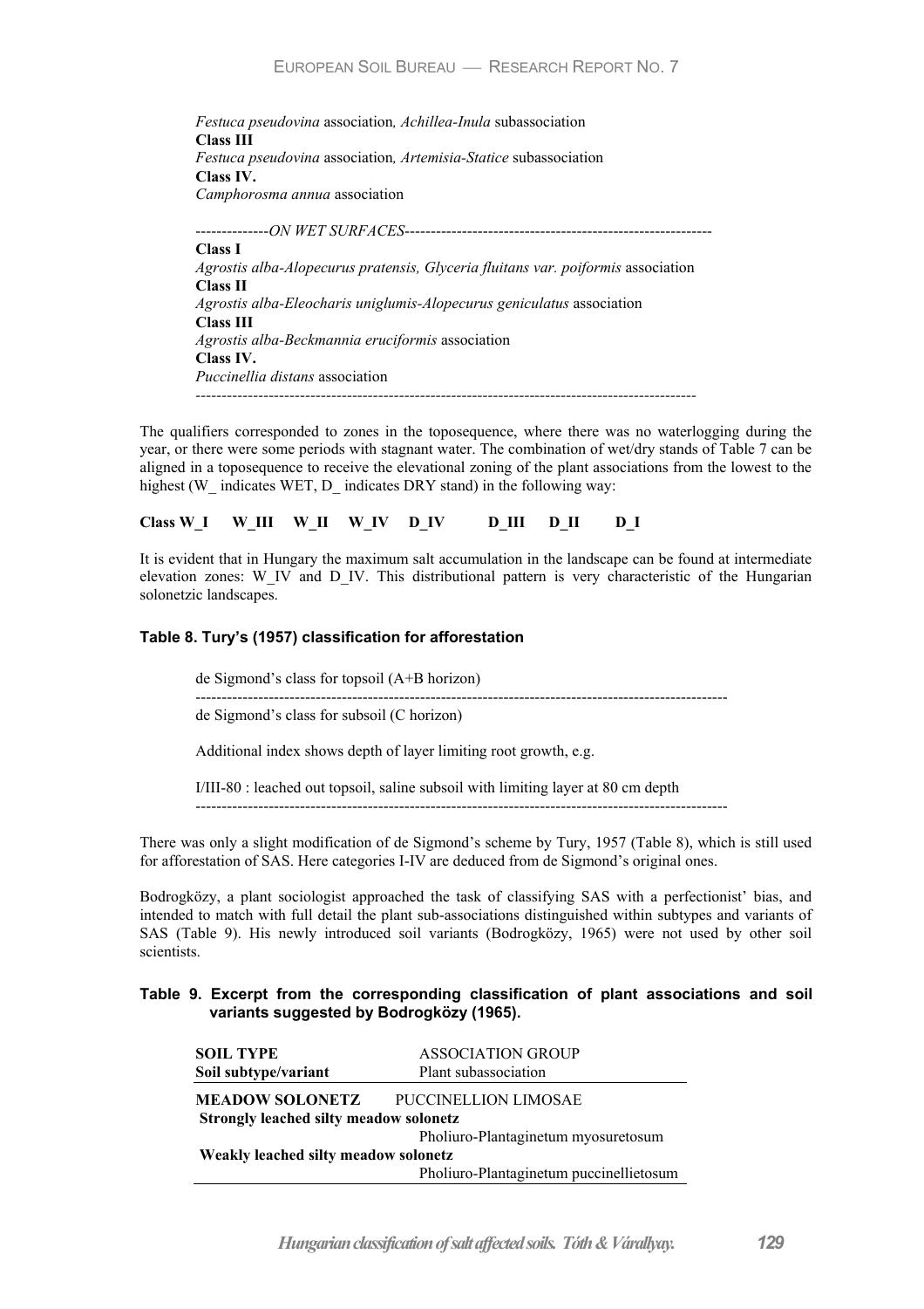*Festuca pseudovina* association*, Achillea-Inula* subassociation
**Class III**
*Festuca pseudovina* association*, Artemisia-Statice* subassociation
**Class IV.**
*Camphorosma annua* association

--------------*ON WET SURFACES*-----------------------------------------------------------

**Class I**
*Agrostis alba-Alopecurus pratensis, Glyceria fluitans var. poiformis* association
**Class II**
*Agrostis alba-Eleocharis uniglumis-Alopecurus geniculatus* association
**Class III**
*Agrostis alba-Beckmannia eruciformis* association
**Class IV.**
*Puccinellia distans* association

-----------------------------------------------------------------------------------------------

The qualifiers corresponded to zones in the toposequence, where there was no waterlogging during the year, or there were some periods with stagnant water. The combination of wet/dry stands of Table 7 can be aligned in a toposequence to receive the elevational zoning of the plant associations from the lowest to the highest (W_ indicates WET, D_ indicates DRY stand) in the following way:

**Class W_I W_III W_II W_IV D_IV D_III D_II D_I**

It is evident that in Hungary the maximum salt accumulation in the landscape can be found at intermediate elevation zones: W_IV and D_IV. This distributional pattern is very characteristic of the Hungarian solonetzic landscapes.

### Table 8. Tury's (1957) classification for afforestation

de Sigmond's class for topsoil (A+B horizon)

-----------------------------------------------------------------------------------------------------

de Sigmond's class for subsoil (C horizon)

Additional index shows depth of layer limiting root growth, e.g.

I/III-80 : leached out topsoil, saline subsoil with limiting layer at 80 cm depth

-----------------------------------------------------------------------------------------------------

There was only a slight modification of de Sigmond's scheme by Tury, 1957 (Table 8), which is still used for afforestation of SAS. Here categories I-IV are deduced from de Sigmond's original ones.

Bodrogközy, a plant sociologist approached the task of classifying SAS with a perfectionist' bias, and intended to match with full detail the plant sub-associations distinguished within subtypes and variants of SAS (Table 9). His newly introduced soil variants (Bodrogközy, 1965) were not used by other soil scientists.

### Table 9. Excerpt from the corresponding classification of plant associations and soil variants suggested by Bodrogközy (1965).

| **SOIL TYPE**<br>**Soil subtype/variant** | ASSOCIATION GROUP<br>Plant subassociation |
|---|---|
| **MEADOW SOLONETZ** | PUCCINELLION LIMOSAE |
| **Strongly leached silty meadow solonetz** | |
| | Pholiuro-Plantaginetum myosuretosum |
| **Weakly leached silty meadow solonetz** | |
| | Pholiuro-Plantaginetum puccinellietosum |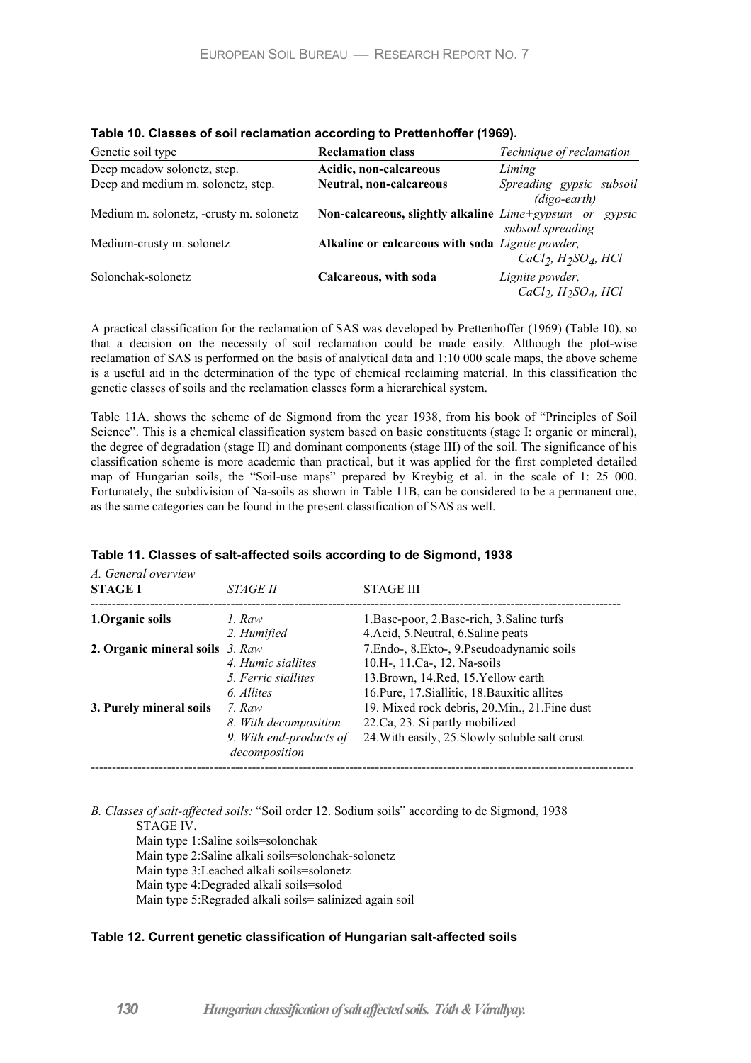**Table 10. Classes of soil reclamation according to Prettenhoffer (1969).**

| Genetic soil type | **Reclamation class** | *Technique of reclamation* |
|---|---|---|
| Deep meadow solonetz, step. | **Acidic, non-calcareous** | *Liming* |
| Deep and medium m. solonetz, step. | **Neutral, non-calcareous** | *Spreading gypsic subsoil (digo-earth)* |
| Medium m. solonetz, -crusty m. solonetz | **Non-calcareous, slightly alkaline** | *Lime+gypsum or gypsic subsoil spreading* |
| Medium-crusty m. solonetz | **Alkaline or calcareous with soda** | *Lignite powder, $CaCl_2$, $H_2SO_4$, HCl* |
| Solonchak-solonetz | **Calcareous, with soda** | *Lignite powder, $CaCl_2$, $H_2SO_4$, HCl* |

A practical classification for the reclamation of SAS was developed by Prettenhoffer (1969) (Table 10), so that a decision on the necessity of soil reclamation could be made easily. Although the plot-wise reclamation of SAS is performed on the basis of analytical data and 1:10 000 scale maps, the above scheme is a useful aid in the determination of the type of chemical reclaiming material. In this classification the genetic classes of soils and the reclamation classes form a hierarchical system.

Table 11A. shows the scheme of de Sigmond from the year 1938, from his book of "Principles of Soil Science". This is a chemical classification system based on basic constituents (stage I: organic or mineral), the degree of degradation (stage II) and dominant components (stage III) of the soil. The significance of his classification scheme is more academic than practical, but it was applied for the first completed detailed map of Hungarian soils, the "Soil-use maps" prepared by Kreybig et al. in the scale of 1: 25 000. Fortunately, the subdivision of Na-soils as shown in Table 11B, can be considered to be a permanent one, as the same categories can be found in the present classification of SAS as well.

**Table 11. Classes of salt-affected soils according to de Sigmond, 1938**

*A. General overview*

| **STAGE I** | *STAGE II* | STAGE III |
|---|---|---|
| **1.Organic soils** | *1. Raw* | 1.Base-poor, 2.Base-rich, 3.Saline turfs |
| | *2. Humified* | 4.Acid, 5.Neutral, 6.Saline peats |
| **2. Organic mineral soils** | *3. Raw* | 7.Endo-, 8.Ekto-, 9.Pseudoadynamic soils |
| | *4. Humic siallites* | 10.H-, 11.Ca-, 12. Na-soils |
| | *5. Ferric siallites* | 13.Brown, 14.Red, 15.Yellow earth |
| | *6. Allites* | 16.Pure, 17.Siallitic, 18.Bauxitic allites |
| **3. Purely mineral soils** | *7. Raw* | 19. Mixed rock debris, 20.Min., 21.Fine dust |
| | *8. With decomposition* | 22.Ca, 23. Si partly mobilized |
| | *9. With end-products of decomposition* | 24.With easily, 25.Slowly soluble salt crust |

*B. Classes of salt-affected soils:* "Soil order 12. Sodium soils" according to de Sigmond, 1938

STAGE IV.

Main type 1:Saline soils=solonchak

Main type 2:Saline alkali soils=solonchak-solonetz

Main type 3:Leached alkali soils=solonetz

Main type 4:Degraded alkali soils=solod

Main type 5:Regraded alkali soils= salinized again soil

**Table 12. Current genetic classification of Hungarian salt-affected soils**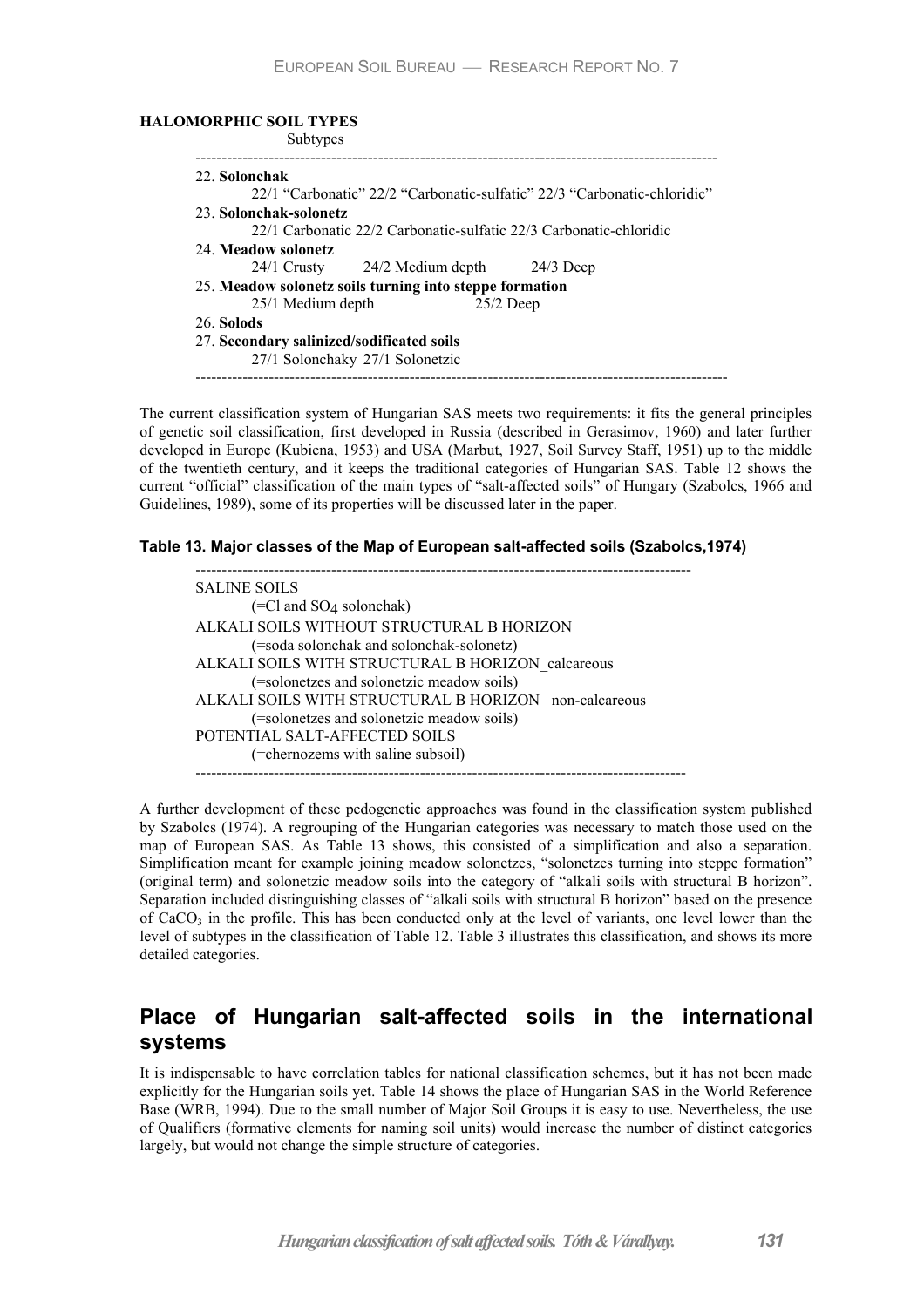**HALOMORPHIC SOIL TYPES**

Subtypes

---

22. **Solonchak**
    22/1 "Carbonatic" 22/2 "Carbonatic-sulfatic" 22/3 "Carbonatic-chloridic"
23. **Solonchak-solonetz**
    22/1 Carbonatic 22/2 Carbonatic-sulfatic 22/3 Carbonatic-chloridic
24. **Meadow solonetz**
    24/1 Crusty 24/2 Medium depth 24/3 Deep
25. **Meadow solonetz soils turning into steppe formation**
    25/1 Medium depth 25/2 Deep
26. **Solods**
27. **Secondary salinized/sodificated soils**
    27/1 Solonchaky 27/1 Solonetzic

---

The current classification system of Hungarian SAS meets two requirements: it fits the general principles of genetic soil classification, first developed in Russia (described in Gerasimov, 1960) and later further developed in Europe (Kubiena, 1953) and USA (Marbut, 1927, Soil Survey Staff, 1951) up to the middle of the twentieth century, and it keeps the traditional categories of Hungarian SAS. Table 12 shows the current "official" classification of the main types of "salt-affected soils" of Hungary (Szabolcs, 1966 and Guidelines, 1989), some of its properties will be discussed later in the paper.

**Table 13. Major classes of the Map of European salt-affected soils (Szabolcs,1974)**

---

SALINE SOILS
    (=Cl and $SO_4$ solonchak)
ALKALI SOILS WITHOUT STRUCTURAL B HORIZON
    (=soda solonchak and solonchak-solonetz)
ALKALI SOILS WITH STRUCTURAL B HORIZON_calcareous
    (=solonetzes and solonetzic meadow soils)
ALKALI SOILS WITH STRUCTURAL B HORIZON _non-calcareous
    (=solonetzes and solonetzic meadow soils)
POTENTIAL SALT-AFFECTED SOILS
    (=chernozems with saline subsoil)

---

A further development of these pedogenetic approaches was found in the classification system published by Szabolcs (1974). A regrouping of the Hungarian categories was necessary to match those used on the map of European SAS. As Table 13 shows, this consisted of a simplification and also a separation. Simplification meant for example joining meadow solonetzes, "solonetzes turning into steppe formation" (original term) and solonetzic meadow soils into the category of "alkali soils with structural B horizon". Separation included distinguishing classes of "alkali soils with structural B horizon" based on the presence of $CaCO_3$ in the profile. This has been conducted only at the level of variants, one level lower than the level of subtypes in the classification of Table 12. Table 3 illustrates this classification, and shows its more detailed categories.

## Place of Hungarian salt-affected soils in the international systems

It is indispensable to have correlation tables for national classification schemes, but it has not been made explicitly for the Hungarian soils yet. Table 14 shows the place of Hungarian SAS in the World Reference Base (WRB, 1994). Due to the small number of Major Soil Groups it is easy to use. Nevertheless, the use of Qualifiers (formative elements for naming soil units) would increase the number of distinct categories largely, but would not change the simple structure of categories.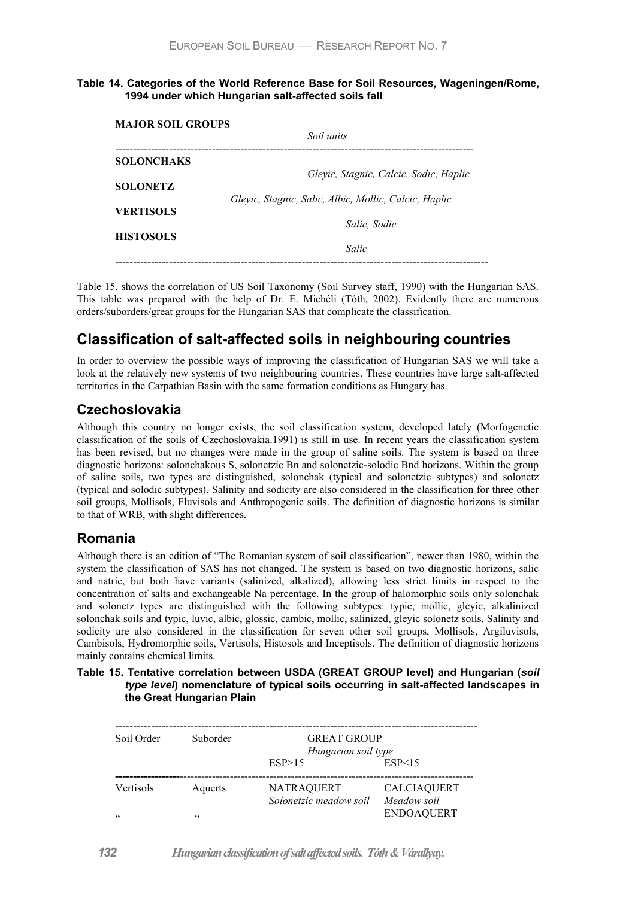**Table 14. Categories of the World Reference Base for Soil Resources, Wageningen/Rome, 1994 under which Hungarian salt-affected soils fall**

| MAJOR SOIL GROUPS | *Soil units* |
|---|---|
| **SOLONCHAKS** | *Gleyic, Stagnic, Calcic, Sodic, Haplic* |
| **SOLONETZ** | *Gleyic, Stagnic, Salic, Albic, Mollic, Calcic, Haplic* |
| **VERTISOLS** | *Salic, Sodic* |
| **HISTOSOLS** | *Salic* |

Table 15. shows the correlation of US Soil Taxonomy (Soil Survey staff, 1990) with the Hungarian SAS. This table was prepared with the help of Dr. E. Michéli (Tóth, 2002). Evidently there are numerous orders/suborders/great groups for the Hungarian SAS that complicate the classification.

## Classification of salt-affected soils in neighbouring countries

In order to overview the possible ways of improving the classification of Hungarian SAS we will take a look at the relatively new systems of two neighbouring countries. These countries have large salt-affected territories in the Carpathian Basin with the same formation conditions as Hungary has.

### Czechoslovakia

Although this country no longer exists, the soil classification system, developed lately (Morfogenetic classification of the soils of Czechoslovakia.1991) is still in use. In recent years the classification system has been revised, but no changes were made in the group of saline soils. The system is based on three diagnostic horizons: solonchakous S, solonetzic Bn and solonetzic-solodic Bnd horizons. Within the group of saline soils, two types are distinguished, solonchak (typical and solonetzic subtypes) and solonetz (typical and solodic subtypes). Salinity and sodicity are also considered in the classification for three other soil groups, Mollisols, Fluvisols and Anthropogenic soils. The definition of diagnostic horizons is similar to that of WRB, with slight differences.

### Romania

Although there is an edition of "The Romanian system of soil classification", newer than 1980, within the system the classification of SAS has not changed. The system is based on two diagnostic horizons, salic and natric, but both have variants (salinized, alkalized), allowing less strict limits in respect to the concentration of salts and exchangeable Na percentage. In the group of halomorphic soils only solonchak and solonetz types are distinguished with the following subtypes: typic, mollic, gleyic, alkalinized solonchak soils and typic, luvic, albic, glossic, cambic, mollic, salinized, gleyic solonetz soils. Salinity and sodicity are also considered in the classification for seven other soil groups, Mollisols, Argiluvisols, Cambisols, Hydromorphic soils, Vertisols, Histosols and Inceptisols. The definition of diagnostic horizons mainly contains chemical limits.

**Table 15. Tentative correlation between USDA (GREAT GROUP level) and Hungarian (*soil type level*) nomenclature of typical soils occurring in salt-affected landscapes in the Great Hungarian Plain**

| Soil Order | Suborder | GREAT GROUP *Hungarian soil type* ESP>15 | ESP<15 |
|---|---|---|---|
| Vertisols | Aquerts | NATRAQUERT *Solonetzic meadow soil* | CALCIAQUERT *Meadow soil* |
| „ | „ | | ENDOAQUERT |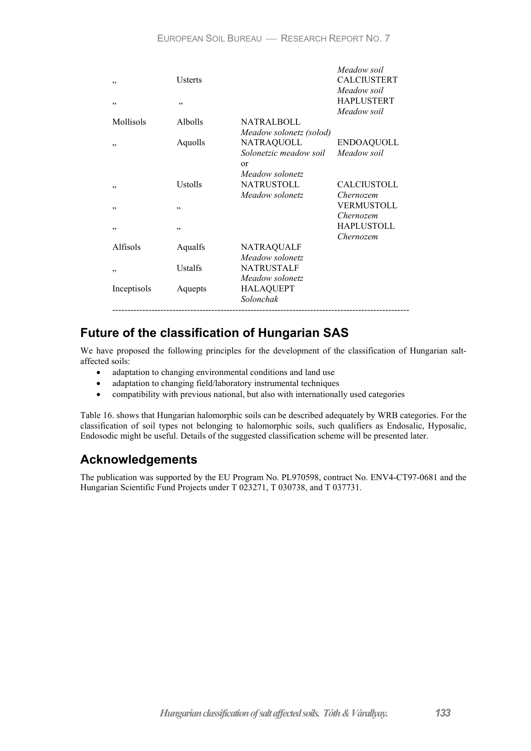| | | | |
|---|---|---|---|
| „ | Usterts | | *Meadow soil* CALCIUSTERT *Meadow soil* |
| „ | „ | | HAPLUSTERT *Meadow soil* |
| Mollisols | Albolls | NATRALBOLL *Meadow solonetz (solod)* | |
| „ | Aquolls | NATRAQUOLL *Solonetzic meadow soil* or *Meadow solonetz* | ENDOAQUOLL *Meadow soil* |
| „ | Ustolls | NATRUSTOLL *Meadow solonetz* | CALCIUSTOLL *Chernozem* |
| „ | „ | | VERMUSTOLL *Chernozem* |
| „ | „ | | HAPLUSTOLL *Chernozem* |
| Alfisols | Aqualfs | NATRAQUALF *Meadow solonetz* | |
| „ | Ustalfs | NATRUSTALF *Meadow solonetz* | |
| Inceptisols | Aquepts | HALAQUEPT *Solonchak* | |

## Future of the classification of Hungarian SAS

We have proposed the following principles for the development of the classification of Hungarian salt-affected soils:

- adaptation to changing environmental conditions and land use
- adaptation to changing field/laboratory instrumental techniques
- compatibility with previous national, but also with internationally used categories

Table 16. shows that Hungarian halomorphic soils can be described adequately by WRB categories. For the classification of soil types not belonging to halomorphic soils, such qualifiers as Endosalic, Hyposalic, Endosodic might be useful. Details of the suggested classification scheme will be presented later.

## Acknowledgements

The publication was supported by the EU Program No. PL970598, contract No. ENV4-CT97-0681 and the Hungarian Scientific Fund Projects under T 023271, T 030738, and T 037731.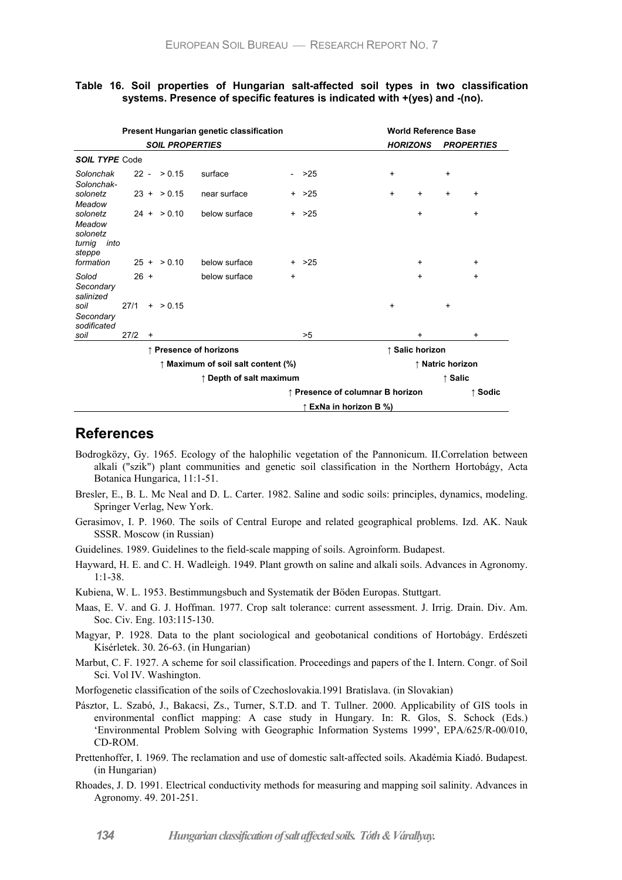**Table 16. Soil properties of Hungarian salt-affected soil types in two classification systems. Presence of specific features is indicated with +(yes) and -(no).**

| | | Present Hungarian genetic classification | | | | | World Reference Base | | | |
|---|---|---|---|---|---|---|---|---|---|---|
| | | *SOIL PROPERTIES* | | | | | *HORIZONS* | | *PROPERTIES* | |
| ***SOIL TYPE*** | Code | Presence of horizons | Maximum of soil salt content (%) | Depth of salt maximum | Presence of columnar B horizon | ExNa in horizon B %) | Salic horizon | Natric horizon | Salic | Sodic |
| *Solonchak* | 22 | - | > 0.15 | surface | - | >25 | + | | + | |
| *Solonchak-solonetz* | 23 | + | > 0.15 | near surface | + | >25 | + | + | + | + |
| *Meadow solonetz* | 24 | + | > 0.10 | below surface | + | >25 | | + | | + |
| *Meadow solonetz turnig into steppe formation* | 25 | + | > 0.10 | below surface | + | >25 | | + | | + |
| *Solod* | 26 | + | | below surface | + | | | + | | + |
| *Secondary salinized soil* | 27/1 | + | > 0.15 | | | | + | | + | |
| *Secondary sodificated soil* | 27/2 | + | | | | >5 | | + | | + |

## References

Bodrogközy, Gy. 1965. Ecology of the halophilic vegetation of the Pannonicum. II.Correlation between alkali ("szik") plant communities and genetic soil classification in the Northern Hortobágy, Acta Botanica Hungarica, 11:1-51.

Bresler, E., B. L. Mc Neal and D. L. Carter. 1982. Saline and sodic soils: principles, dynamics, modeling. Springer Verlag, New York.

Gerasimov, I. P. 1960. The soils of Central Europe and related geographical problems. Izd. AK. Nauk SSSR. Moscow (in Russian)

Guidelines. 1989. Guidelines to the field-scale mapping of soils. Agroinform. Budapest.

Hayward, H. E. and C. H. Wadleigh. 1949. Plant growth on saline and alkali soils. Advances in Agronomy. 1:1-38.

Kubiena, W. L. 1953. Bestimmungsbuch and Systematik der Böden Europas. Stuttgart.

Maas, E. V. and G. J. Hoffman. 1977. Crop salt tolerance: current assessment. J. Irrig. Drain. Div. Am. Soc. Civ. Eng. 103:115-130.

Magyar, P. 1928. Data to the plant sociological and geobotanical conditions of Hortobágy. Erdészeti Kísérletek. 30. 26-63. (in Hungarian)

Marbut, C. F. 1927. A scheme for soil classification. Proceedings and papers of the I. Intern. Congr. of Soil Sci. Vol IV. Washington.

Morfogenetic classification of the soils of Czechoslovakia.1991 Bratislava. (in Slovakian)

Pásztor, L. Szabó, J., Bakacsi, Zs., Turner, S.T.D. and T. Tullner. 2000. Applicability of GIS tools in environmental conflict mapping: A case study in Hungary. In: R. Glos, S. Schock (Eds.) 'Environmental Problem Solving with Geographic Information Systems 1999', EPA/625/R-00/010, CD-ROM.

Prettenhoffer, I. 1969. The reclamation and use of domestic salt-affected soils. Akadémia Kiadó. Budapest. (in Hungarian)

Rhoades, J. D. 1991. Electrical conductivity methods for measuring and mapping soil salinity. Advances in Agronomy. 49. 201-251.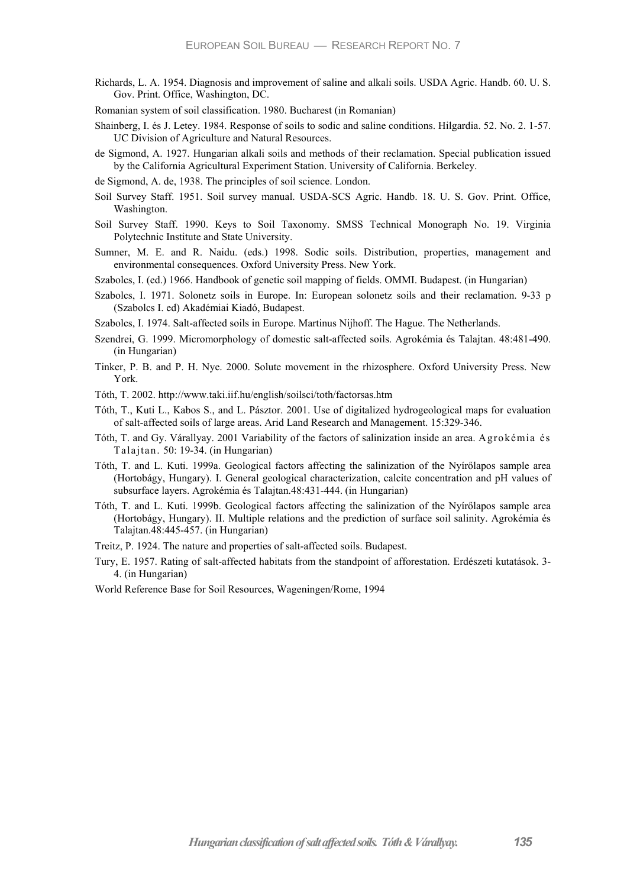Richards, L. A. 1954. Diagnosis and improvement of saline and alkali soils. USDA Agric. Handb. 60. U. S. Gov. Print. Office, Washington, DC.

Romanian system of soil classification. 1980. Bucharest (in Romanian)

Shainberg, I. és J. Letey. 1984. Response of soils to sodic and saline conditions. Hilgardia. 52. No. 2. 1-57. UC Division of Agriculture and Natural Resources.

de Sigmond, A. 1927. Hungarian alkali soils and methods of their reclamation. Special publication issued by the California Agricultural Experiment Station. University of California. Berkeley.

de Sigmond, A. de, 1938. The principles of soil science. London.

Soil Survey Staff. 1951. Soil survey manual. USDA-SCS Agric. Handb. 18. U. S. Gov. Print. Office, Washington.

Soil Survey Staff. 1990. Keys to Soil Taxonomy. SMSS Technical Monograph No. 19. Virginia Polytechnic Institute and State University.

Sumner, M. E. and R. Naidu. (eds.) 1998. Sodic soils. Distribution, properties, management and environmental consequences. Oxford University Press. New York.

Szabolcs, I. (ed.) 1966. Handbook of genetic soil mapping of fields. OMMI. Budapest. (in Hungarian)

Szabolcs, I. 1971. Solonetz soils in Europe. In: European solonetz soils and their reclamation. 9-33 p (Szabolcs I. ed) Akadémiai Kiadó, Budapest.

Szabolcs, I. 1974. Salt-affected soils in Europe. Martinus Nijhoff. The Hague. The Netherlands.

Szendrei, G. 1999. Micromorphology of domestic salt-affected soils. Agrokémia és Talajtan. 48:481-490. (in Hungarian)

Tinker, P. B. and P. H. Nye. 2000. Solute movement in the rhizosphere. Oxford University Press. New York.

Tóth, T. 2002. http://www.taki.iif.hu/english/soilsci/toth/factorsas.htm

Tóth, T., Kuti L., Kabos S., and L. Pásztor. 2001. Use of digitalized hydrogeological maps for evaluation of salt-affected soils of large areas. Arid Land Research and Management. 15:329-346.

Tóth, T. and Gy. Várallyay. 2001 Variability of the factors of salinization inside an area. Agrokémia és Talajtan. 50: 19-34. (in Hungarian)

Tóth, T. and L. Kuti. 1999a. Geological factors affecting the salinization of the Nyírőlapos sample area (Hortobágy, Hungary). I. General geological characterization, calcite concentration and pH values of subsurface layers. Agrokémia és Talajtan.48:431-444. (in Hungarian)

Tóth, T. and L. Kuti. 1999b. Geological factors affecting the salinization of the Nyírőlapos sample area (Hortobágy, Hungary). II. Multiple relations and the prediction of surface soil salinity. Agrokémia és Talajtan.48:445-457. (in Hungarian)

Treitz, P. 1924. The nature and properties of salt-affected soils. Budapest.

Tury, E. 1957. Rating of salt-affected habitats from the standpoint of afforestation. Erdészeti kutatások. 3-4. (in Hungarian)

World Reference Base for Soil Resources, Wageningen/Rome, 1994